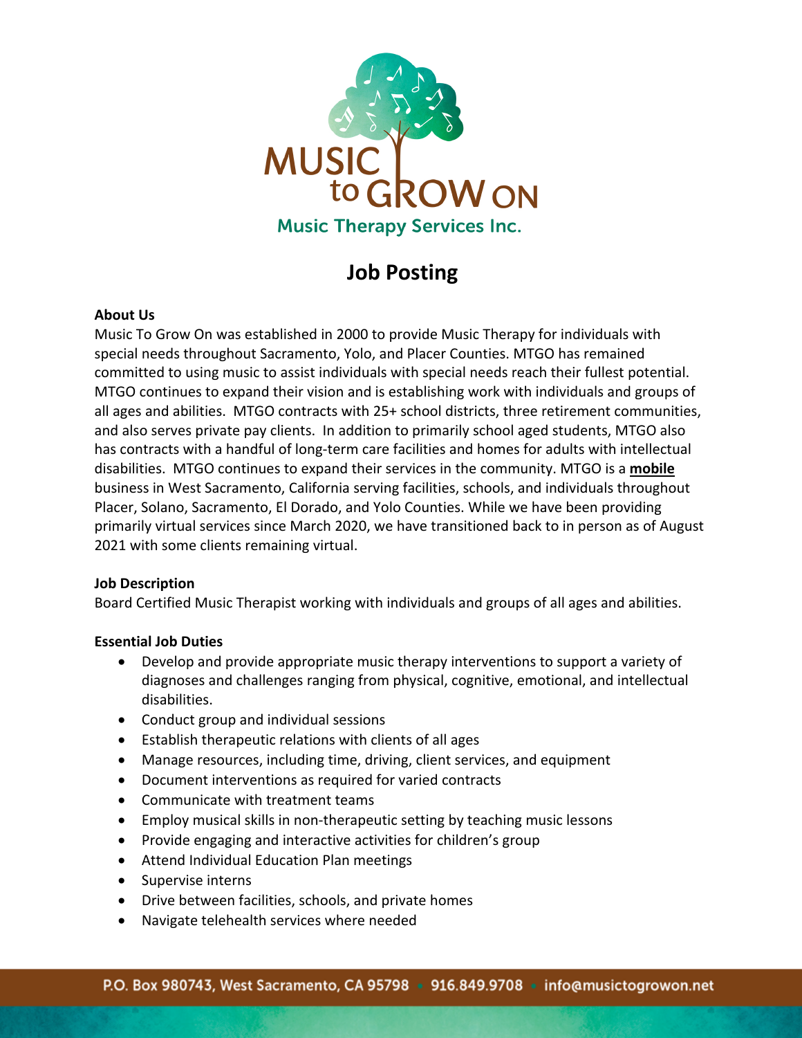# MUSIC to GROW ON

Music Therapy Services Inc.

## Job Posting

**About Us**

Music To Grow On was established in 2000 to provide Music Therapy for individuals with special needs throughout Sacramento, Yolo, and Placer Counties. MTGO has remained committed to using music to assist individuals with special needs reach their fullest potential. MTGO continues to expand their vision and is establishing work with individuals and groups of all ages and abilities. MTGO contracts with 25+ school districts, three retirement communities, and also serves private pay clients. In addition to primarily school aged students, MTGO also has contracts with a handful of long-term care facilities and homes for adults with intellectual disabilities. MTGO continues to expand their services in the community. MTGO is a **mobile** business in West Sacramento, California serving facilities, schools, and individuals throughout Placer, Solano, Sacramento, El Dorado, and Yolo Counties. While we have been providing primarily virtual services since March 2020, we have transitioned back to in person as of August 2021 with some clients remaining virtual.

**Job Description**

Board Certified Music Therapist working with individuals and groups of all ages and abilities.

**Essential Job Duties**

- Develop and provide appropriate music therapy interventions to support a variety of diagnoses and challenges ranging from physical, cognitive, emotional, and intellectual disabilities.
- Conduct group and individual sessions
- Establish therapeutic relations with clients of all ages
- Manage resources, including time, driving, client services, and equipment
- Document interventions as required for varied contracts
- Communicate with treatment teams
- Employ musical skills in non-therapeutic setting by teaching music lessons
- Provide engaging and interactive activities for children's group
- Attend Individual Education Plan meetings
- Supervise interns
- Drive between facilities, schools, and private homes
- Navigate telehealth services where needed

P.O. Box 980743, West Sacramento, CA 95798 • 916.849.9708 • info@musictogrowon.net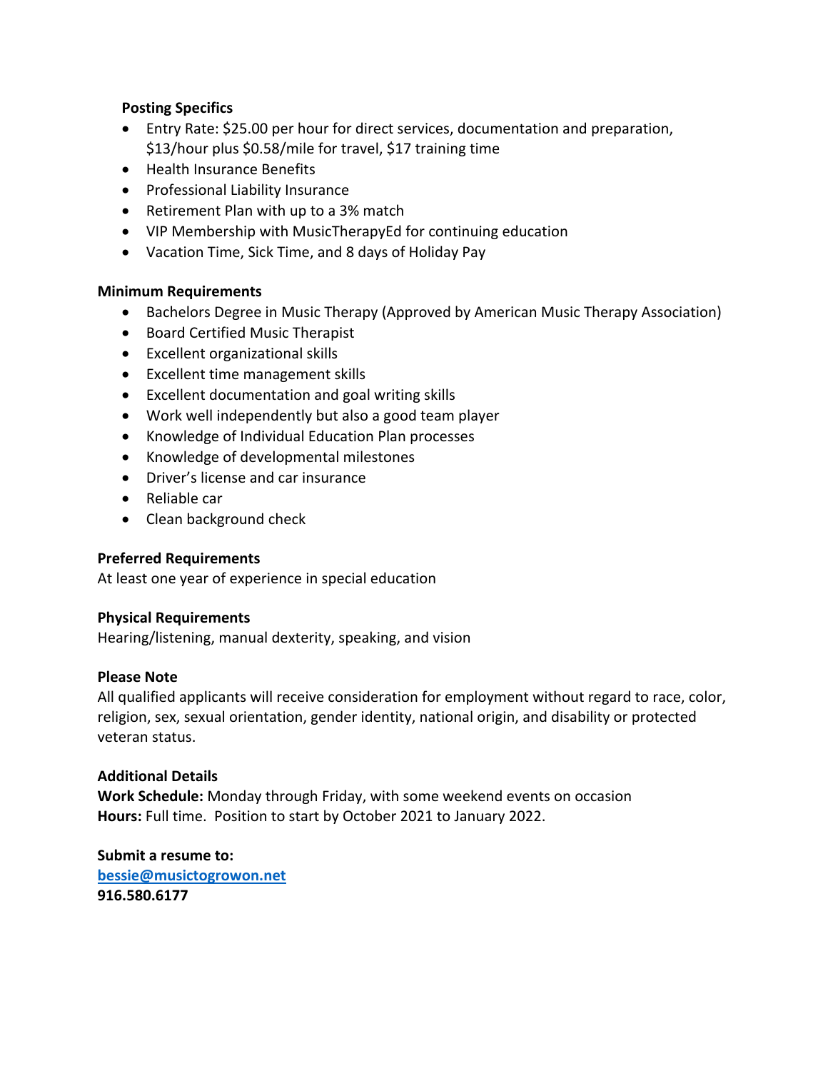**Posting Specifics**

- Entry Rate: $25.00 per hour for direct services, documentation and preparation, $13/hour plus $0.58/mile for travel, $17 training time
- Health Insurance Benefits
- Professional Liability Insurance
- Retirement Plan with up to a 3% match
- VIP Membership with MusicTherapyEd for continuing education
- Vacation Time, Sick Time, and 8 days of Holiday Pay

**Minimum Requirements**

- Bachelors Degree in Music Therapy (Approved by American Music Therapy Association)
- Board Certified Music Therapist
- Excellent organizational skills
- Excellent time management skills
- Excellent documentation and goal writing skills
- Work well independently but also a good team player
- Knowledge of Individual Education Plan processes
- Knowledge of developmental milestones
- Driver's license and car insurance
- Reliable car
- Clean background check

**Preferred Requirements**

At least one year of experience in special education

**Physical Requirements**

Hearing/listening, manual dexterity, speaking, and vision

**Please Note**

All qualified applicants will receive consideration for employment without regard to race, color, religion, sex, sexual orientation, gender identity, national origin, and disability or protected veteran status.

**Additional Details**

**Work Schedule:** Monday through Friday, with some weekend events on occasion
**Hours:** Full time. Position to start by October 2021 to January 2022.

**Submit a resume to:**
**bessie@musictogrowon.net**
**916.580.6177**